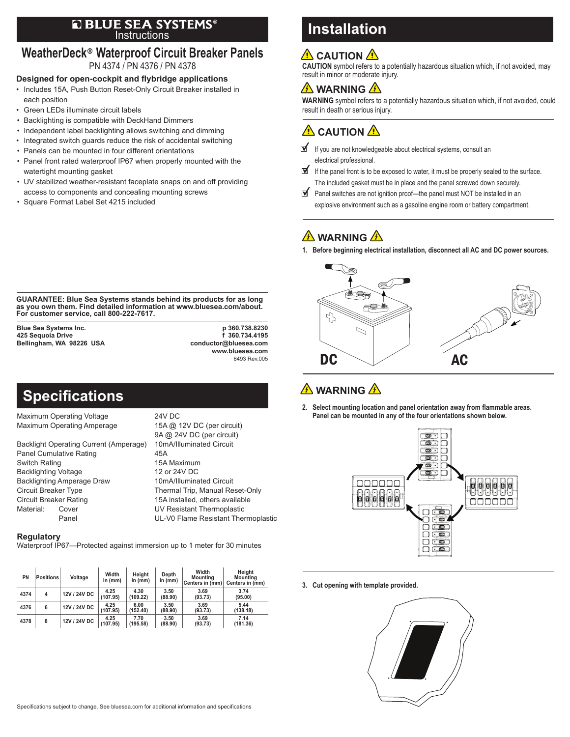# BLUE SEA SYSTEMS®

Instructions

## WeatherDeck® Waterproof Circuit Breaker Panels

PN 4374 / PN 4376 / PN 4378

### Designed for open-cockpit and flybridge applications

- Includes 15A, Push Button Reset-Only Circuit Breaker installed in each position
- Green LEDs illuminate circuit labels
- Backlighting is compatible with DeckHand Dimmers
- Independent label backlighting allows switching and dimming
- Integrated switch guards reduce the risk of accidental switching
- Panels can be mounted in four different orientations
- Panel front rated waterproof IP67 when properly mounted with the watertight mounting gasket
- UV stabilized weather-resistant faceplate snaps on and off providing access to components and concealing mounting screws
- Square Format Label Set 4215 included

**GUARANTEE: Blue Sea Systems stands behind its products for as long as you own them. Find detailed information at www.bluesea.com/about. For customer service, call 800-222-7617.**

**Blue Sea Systems Inc.**
**425 Sequoia Drive**
**Bellingham, WA 98226 USA**

**p 360.738.8230**
**f 360.734.4195**
**conductor@bluesea.com**
**www.bluesea.com**
6493 Rev.005

## Specifications

| | |
|---|---|
| Maximum Operating Voltage | 24V DC |
| Maximum Operating Amperage | 15A @ 12V DC (per circuit)<br>9A @ 24V DC (per circuit) |
| Backlight Operating Current (Amperage) | 10mA/Illuminated Circuit |
| Panel Cumulative Rating | 45A |
| Switch Rating | 15A Maximum |
| Backlighting Voltage | 12 or 24V DC |
| Backlighting Amperage Draw | 10mA/Illuminated Circuit |
| Circuit Breaker Type | Thermal Trip, Manual Reset-Only |
| Circuit Breaker Rating | 15A installed, others available |
| Material: Cover | UV Resistant Thermoplastic |
| Panel | UL-V0 Flame Resistant Thermoplastic |

### Regulatory

Waterproof IP67—Protected against immersion up to 1 meter for 30 minutes

| PN | Positions | Voltage | Width in (mm) | Height in (mm) | Depth in (mm) | Width Mounting Centers in (mm) | Height Mounting Centers in (mm) |
|---|---|---|---|---|---|---|---|
| 4374 | 4 | 12V / 24V DC | 4.25 (107.95) | 4.30 (109.22) | 3.50 (88.90) | 3.69 (93.73) | 3.74 (95.00) |
| 4376 | 6 | 12V / 24V DC | 4.25 (107.95) | 6.00 (152.40) | 3.50 (88.90) | 3.69 (93.73) | 5.44 (138.18) |
| 4378 | 8 | 12V / 24V DC | 4.25 (107.95) | 7.70 (195.58) | 3.50 (88.90) | 3.69 (93.73) | 7.14 (181.36) |

Specifications subject to change. See bluesea.com for additional information and specifications

## Installation

### ⚠ CAUTION ⚠

**CAUTION** symbol refers to a potentially hazardous situation which, if not avoided, may result in minor or moderate injury.

### ⚠ WARNING ⚠

**WARNING** symbol refers to a potentially hazardous situation which, if not avoided, could result in death or serious injury.

### ⚠ CAUTION ⚠

- ☑ If you are not knowledgeable about electrical systems, consult an electrical professional.
- ☑ If the panel front is to be exposed to water, it must be properly sealed to the surface. The included gasket must be in place and the panel screwed down securely.
- ☑ Panel switches are not ignition proof—the panel must NOT be installed in an explosive environment such as a gasoline engine room or battery compartment.

### ⚠ WARNING ⚠

**1. Before beginning electrical installation, disconnect all AC and DC power sources.**

DC AC

### ⚠ WARNING ⚠

**2. Select mounting location and panel orientation away from flammable areas. Panel can be mounted in any of the four orientations shown below.**

**3. Cut opening with template provided.**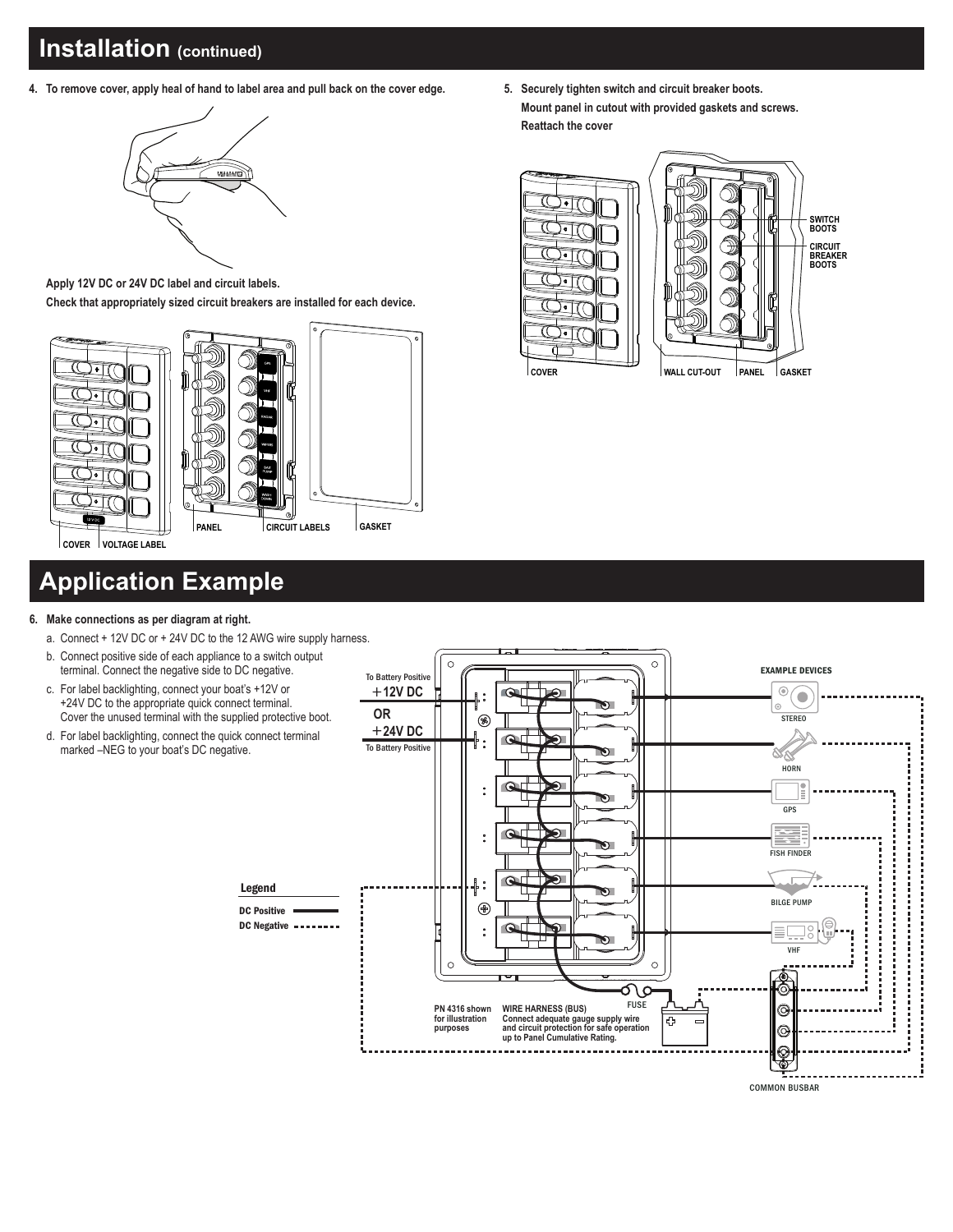# Installation (continued)

**4. To remove cover, apply heal of hand to label area and pull back on the cover edge.**

**Apply 12V DC or 24V DC label and circuit labels.**

**Check that appropriately sized circuit breakers are installed for each device.**

COVER
VOLTAGE LABEL
PANEL
CIRCUIT LABELS
GASKET

**5. Securely tighten switch and circuit breaker boots.**
**Mount panel in cutout with provided gaskets and screws.**
**Reattach the cover**

SWITCH BOOTS
CIRCUIT BREAKER BOOTS
COVER
WALL CUT-OUT
PANEL
GASKET

# Application Example

**6. Make connections as per diagram at right.**

a. Connect + 12V DC or + 24V DC to the 12 AWG wire supply harness.

b. Connect positive side of each appliance to a switch output terminal. Connect the negative side to DC negative.

c. For label backlighting, connect your boat's +12V or +24V DC to the appropriate quick connect terminal. Cover the unused terminal with the supplied protective boot.

d. For label backlighting, connect the quick connect terminal marked –NEG to your boat's DC negative.

To Battery Positive
+12V DC
OR
+24V DC
To Battery Positive

Legend
DC Positive
DC Negative

EXAMPLE DEVICES
STEREO
HORN
GPS
FISH FINDER
BILGE PUMP
VHF

FUSE

PN 4316 shown for illustration purposes

WIRE HARNESS (BUS)
Connect adequate gauge supply wire and circuit protection for safe operation up to Panel Cumulative Rating.

COMMON BUSBAR